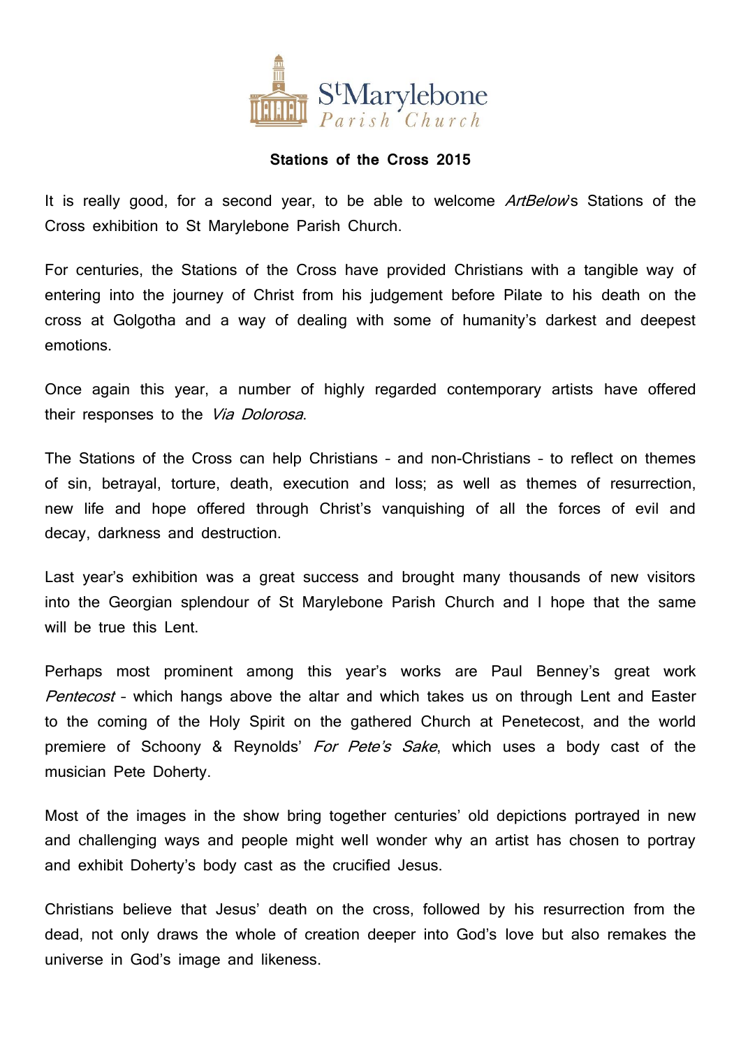St Marylebone
*Parish Church*

**Stations of the Cross 2015**

It is really good, for a second year, to be able to welcome *ArtBelow*'s Stations of the Cross exhibition to St Marylebone Parish Church.

For centuries, the Stations of the Cross have provided Christians with a tangible way of entering into the journey of Christ from his judgement before Pilate to his death on the cross at Golgotha and a way of dealing with some of humanity's darkest and deepest emotions.

Once again this year, a number of highly regarded contemporary artists have offered their responses to the *Via Dolorosa*.

The Stations of the Cross can help Christians – and non-Christians – to reflect on themes of sin, betrayal, torture, death, execution and loss; as well as themes of resurrection, new life and hope offered through Christ's vanquishing of all the forces of evil and decay, darkness and destruction.

Last year's exhibition was a great success and brought many thousands of new visitors into the Georgian splendour of St Marylebone Parish Church and I hope that the same will be true this Lent.

Perhaps most prominent among this year's works are Paul Benney's great work *Pentecost* – which hangs above the altar and which takes us on through Lent and Easter to the coming of the Holy Spirit on the gathered Church at Penetecost, and the world premiere of Schoony & Reynolds' *For Pete's Sake*, which uses a body cast of the musician Pete Doherty.

Most of the images in the show bring together centuries' old depictions portrayed in new and challenging ways and people might well wonder why an artist has chosen to portray and exhibit Doherty's body cast as the crucified Jesus.

Christians believe that Jesus' death on the cross, followed by his resurrection from the dead, not only draws the whole of creation deeper into God's love but also remakes the universe in God's image and likeness.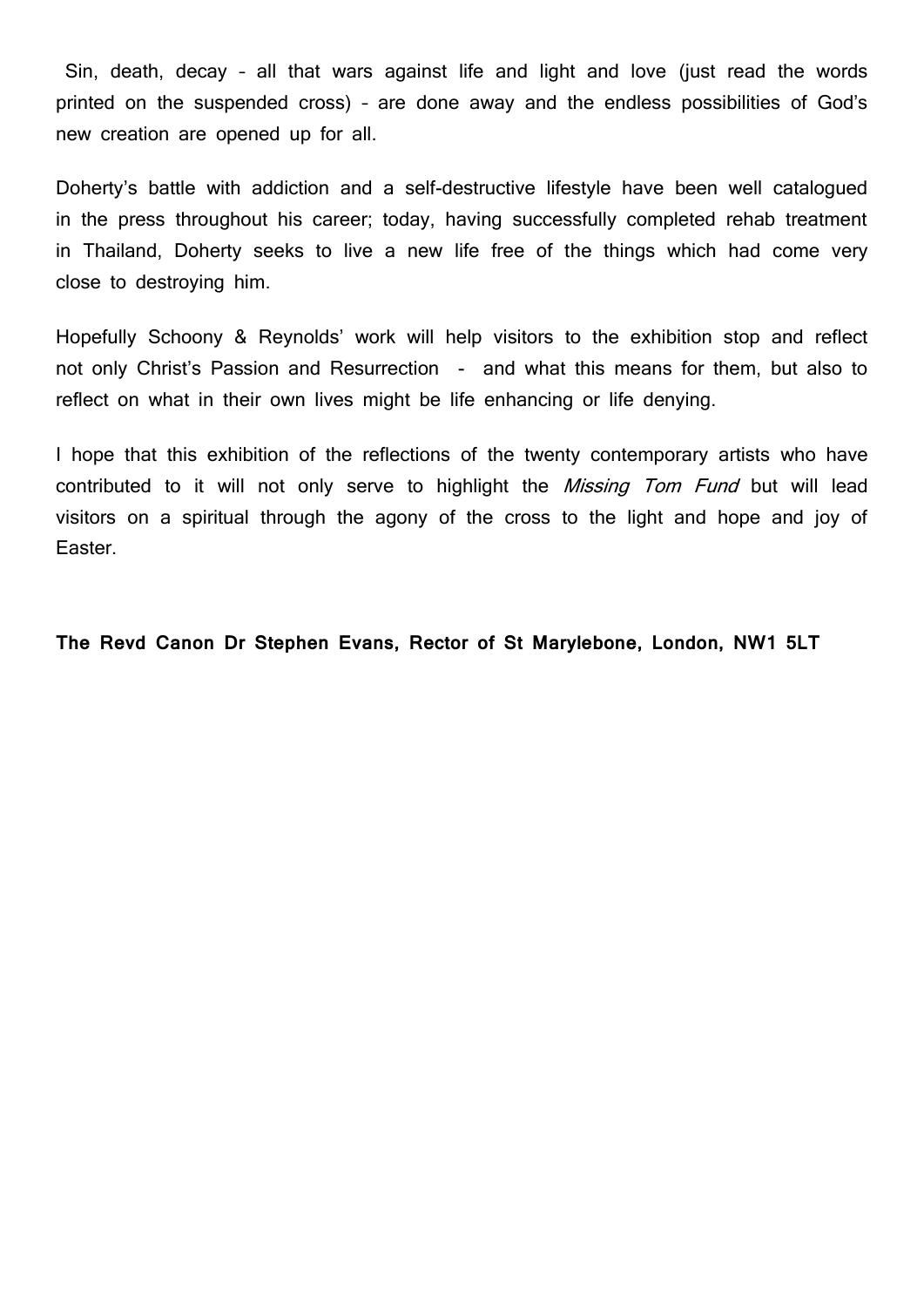Sin, death, decay – all that wars against life and light and love (just read the words printed on the suspended cross) – are done away and the endless possibilities of God's new creation are opened up for all.

Doherty's battle with addiction and a self-destructive lifestyle have been well catalogued in the press throughout his career; today, having successfully completed rehab treatment in Thailand, Doherty seeks to live a new life free of the things which had come very close to destroying him.

Hopefully Schoony & Reynolds' work will help visitors to the exhibition stop and reflect not only Christ's Passion and Resurrection - and what this means for them, but also to reflect on what in their own lives might be life enhancing or life denying.

I hope that this exhibition of the reflections of the twenty contemporary artists who have contributed to it will not only serve to highlight the *Missing Tom Fund* but will lead visitors on a spiritual through the agony of the cross to the light and hope and joy of Easter.

**The Revd Canon Dr Stephen Evans, Rector of St Marylebone, London, NW1 5LT**